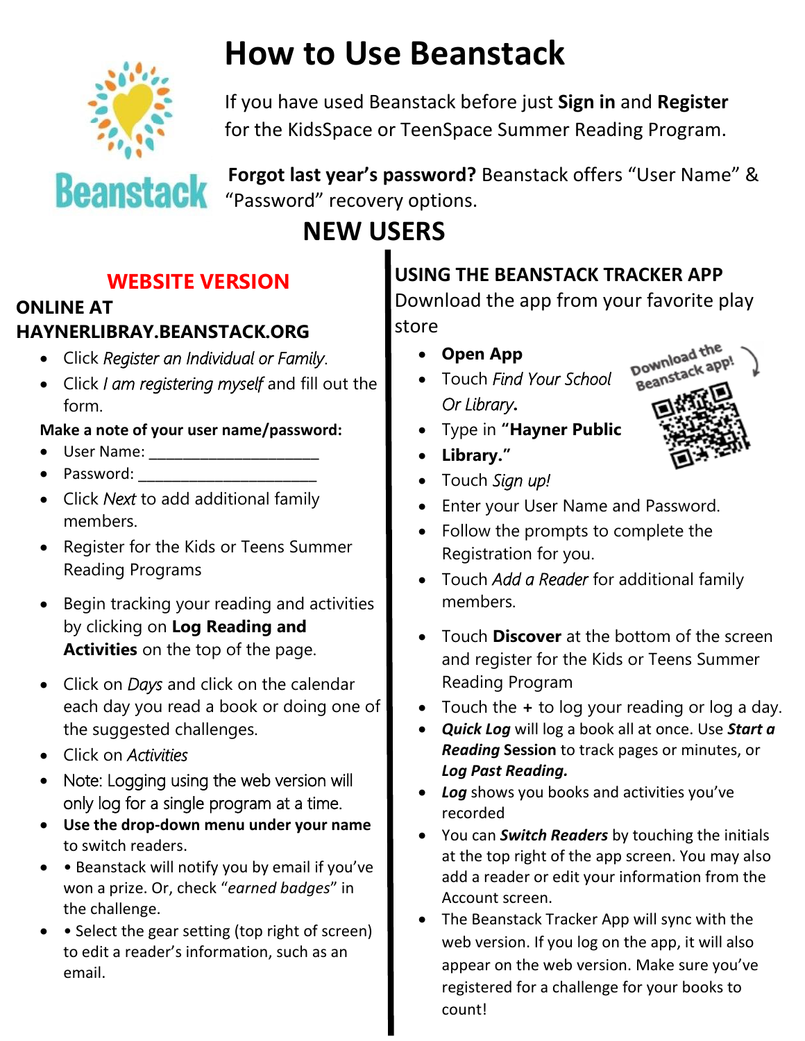# How to Use Beanstack

If you have used Beanstack before just **Sign in** and **Register** for the KidsSpace or TeenSpace Summer Reading Program.

**Forgot last year's password?** Beanstack offers "User Name" & "Password" recovery options.

## NEW USERS

### WEBSITE VERSION

**ONLINE AT HAYNERLIBRAY.BEANSTACK.ORG**

- Click *Register an Individual or Family.*
- Click *I am registering myself* and fill out the form.

**Make a note of your user name/password:**

- User Name: ____________________
- Password: ____________________
- Click *Next* to add additional family members.
- Register for the Kids or Teens Summer Reading Programs
- Begin tracking your reading and activities by clicking on **Log Reading and Activities** on the top of the page.
- Click on *Days* and click on the calendar each day you read a book or doing one of the suggested challenges.
- Click on *Activities*
- Note: Logging using the web version will only log for a single program at a time.
- **Use the drop-down menu under your name** to switch readers.
- • Beanstack will notify you by email if you've won a prize. Or, check "*earned badges*" in the challenge.
- • Select the gear setting (top right of screen) to edit a reader's information, such as an email.

### USING THE BEANSTACK TRACKER APP

Download the app from your favorite play store

Download the Beanstack app!

- **Open App**
- Touch *Find Your School Or Library***.**
- Type in **"Hayner Public**
- **Library."**
- Touch *Sign up!*
- Enter your User Name and Password.
- Follow the prompts to complete the Registration for you.
- Touch *Add a Reader* for additional family members.
- Touch **Discover** at the bottom of the screen and register for the Kids or Teens Summer Reading Program
- Touch the **+** to log your reading or log a day.
- ***Quick Log*** will log a book all at once. Use ***Start a Reading* Session** to track pages or minutes, or ***Log Past Reading.***
- ***Log*** shows you books and activities you've recorded
- You can ***Switch Readers*** by touching the initials at the top right of the app screen. You may also add a reader or edit your information from the Account screen.
- The Beanstack Tracker App will sync with the web version. If you log on the app, it will also appear on the web version. Make sure you've registered for a challenge for your books to count!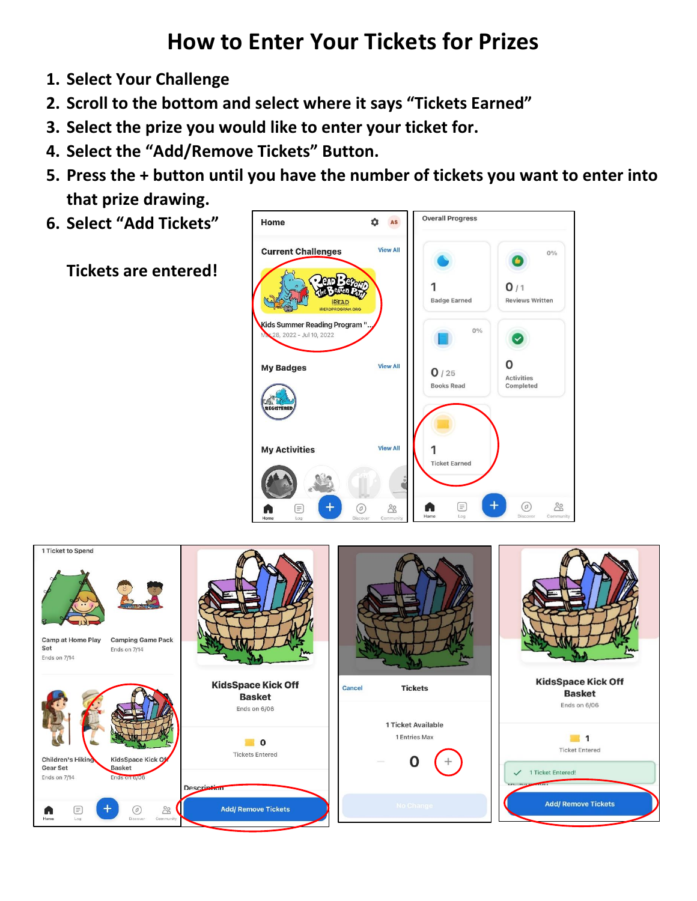# How to Enter Your Tickets for Prizes

1. Select Your Challenge
2. Scroll to the bottom and select where it says "Tickets Earned"
3. Select the prize you would like to enter your ticket for.
4. Select the "Add/Remove Tickets" Button.
5. Press the + button until you have the number of tickets you want to enter into that prize drawing.
6. Select "Add Tickets"

**Tickets are entered!**